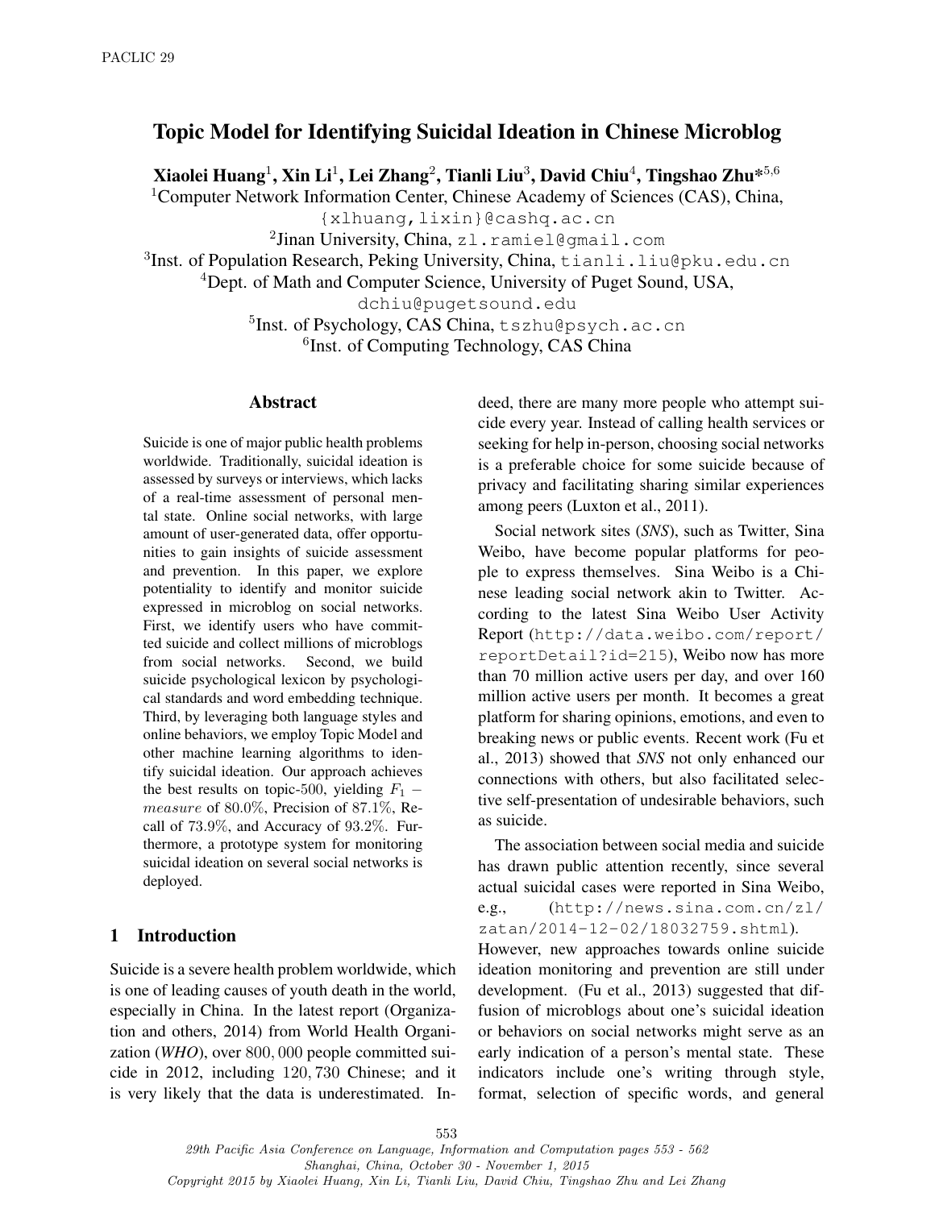# Topic Model for Identifying Suicidal Ideation in Chinese Microblog

**Xiaolei Huang**[1], **Xin Li**[1], **Lei Zhang**[2], **Tianli Liu**[3], **David Chiu**[4], **Tingshao Zhu***[5,6]

[1]Computer Network Information Center, Chinese Academy of Sciences (CAS), China,
{xlhuang,lixin}@cashq.ac.cn

[2]Jinan University, China, zl.ramiel@gmail.com

[3]Inst. of Population Research, Peking University, China, tianli.liu@pku.edu.cn

[4]Dept. of Math and Computer Science, University of Puget Sound, USA,
dchiu@pugetsound.edu

[5]Inst. of Psychology, CAS China, tszhu@psych.ac.cn

[6]Inst. of Computing Technology, CAS China

## Abstract

Suicide is one of major public health problems worldwide. Traditionally, suicidal ideation is assessed by surveys or interviews, which lacks of a real-time assessment of personal mental state. Online social networks, with large amount of user-generated data, offer opportunities to gain insights of suicide assessment and prevention. In this paper, we explore potentiality to identify and monitor suicide expressed in microblog on social networks. First, we identify users who have committed suicide and collect millions of microblogs from social networks. Second, we build suicide psychological lexicon by psychological standards and word embedding technique. Third, by leveraging both language styles and online behaviors, we employ Topic Model and other machine learning algorithms to identify suicidal ideation. Our approach achieves the best results on topic-500, yielding $F_1 - measure$ of 80.0%, Precision of 87.1%, Recall of 73.9%, and Accuracy of 93.2%. Furthermore, a prototype system for monitoring suicidal ideation on several social networks is deployed.

## 1 Introduction

Suicide is a severe health problem worldwide, which is one of leading causes of youth death in the world, especially in China. In the latest report (Organization and others, 2014) from World Health Organization (*WHO*), over 800,000 people committed suicide in 2012, including 120,730 Chinese; and it is very likely that the data is underestimated. Indeed, there are many more people who attempt suicide every year. Instead of calling health services or seeking for help in-person, choosing social networks is a preferable choice for some suicide because of privacy and facilitating sharing similar experiences among peers (Luxton et al., 2011).

Social network sites (*SNS*), such as Twitter, Sina Weibo, have become popular platforms for people to express themselves. Sina Weibo is a Chinese leading social network akin to Twitter. According to the latest Sina Weibo User Activity Report (http://data.weibo.com/report/reportDetail?id=215), Weibo now has more than 70 million active users per day, and over 160 million active users per month. It becomes a great platform for sharing opinions, emotions, and even to breaking news or public events. Recent work (Fu et al., 2013) showed that *SNS* not only enhanced our connections with others, but also facilitated selective self-presentation of undesirable behaviors, such as suicide.

The association between social media and suicide has drawn public attention recently, since several actual suicidal cases were reported in Sina Weibo, e.g., (http://news.sina.com.cn/zl/zatan/2014-12-02/18032759.shtml). However, new approaches towards online suicide ideation monitoring and prevention are still under development. (Fu et al., 2013) suggested that diffusion of microblogs about one's suicidal ideation or behaviors on social networks might serve as an early indication of a person's mental state. These indicators include one's writing through style, format, selection of specific words, and general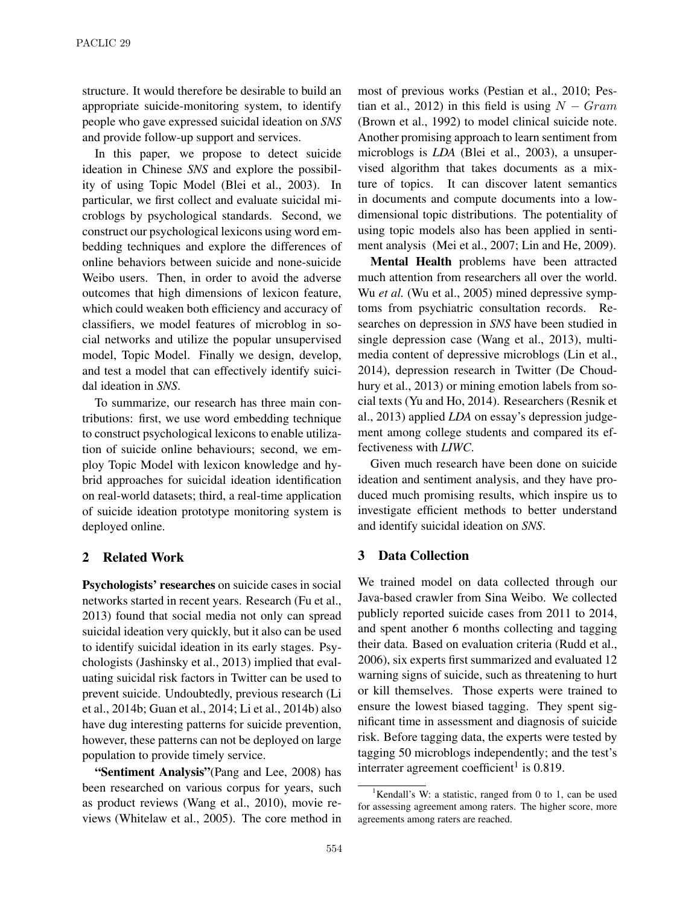structure. It would therefore be desirable to build an appropriate suicide-monitoring system, to identify people who gave expressed suicidal ideation on *SNS* and provide follow-up support and services.

In this paper, we propose to detect suicide ideation in Chinese *SNS* and explore the possibility of using Topic Model (Blei et al., 2003). In particular, we first collect and evaluate suicidal microblogs by psychological standards. Second, we construct our psychological lexicons using word embedding techniques and explore the differences of online behaviors between suicide and none-suicide Weibo users. Then, in order to avoid the adverse outcomes that high dimensions of lexicon feature, which could weaken both efficiency and accuracy of classifiers, we model features of microblog in social networks and utilize the popular unsupervised model, Topic Model. Finally we design, develop, and test a model that can effectively identify suicidal ideation in *SNS*.

To summarize, our research has three main contributions: first, we use word embedding technique to construct psychological lexicons to enable utilization of suicide online behaviours; second, we employ Topic Model with lexicon knowledge and hybrid approaches for suicidal ideation identification on real-world datasets; third, a real-time application of suicide ideation prototype monitoring system is deployed online.

## 2 Related Work

**Psychologists' researches** on suicide cases in social networks started in recent years. Research (Fu et al., 2013) found that social media not only can spread suicidal ideation very quickly, but it also can be used to identify suicidal ideation in its early stages. Psychologists (Jashinsky et al., 2013) implied that evaluating suicidal risk factors in Twitter can be used to prevent suicide. Undoubtedly, previous research (Li et al., 2014b; Guan et al., 2014; Li et al., 2014b) also have dug interesting patterns for suicide prevention, however, these patterns can not be deployed on large population to provide timely service.

**"Sentiment Analysis"**(Pang and Lee, 2008) has been researched on various corpus for years, such as product reviews (Wang et al., 2010), movie reviews (Whitelaw et al., 2005). The core method in most of previous works (Pestian et al., 2010; Pestian et al., 2012) in this field is using $N-Gram$ (Brown et al., 1992) to model clinical suicide note. Another promising approach to learn sentiment from microblogs is *LDA* (Blei et al., 2003), a unsupervised algorithm that takes documents as a mixture of topics. It can discover latent semantics in documents and compute documents into a low-dimensional topic distributions. The potentiality of using topic models also has been applied in sentiment analysis (Mei et al., 2007; Lin and He, 2009).

**Mental Health** problems have been attracted much attention from researchers all over the world. Wu *et al.* (Wu et al., 2005) mined depressive symptoms from psychiatric consultation records. Researches on depression in *SNS* have been studied in single depression case (Wang et al., 2013), multimedia content of depressive microblogs (Lin et al., 2014), depression research in Twitter (De Choudhury et al., 2013) or mining emotion labels from social texts (Yu and Ho, 2014). Researchers (Resnik et al., 2013) applied *LDA* on essay's depression judgement among college students and compared its effectiveness with *LIWC*.

Given much research have been done on suicide ideation and sentiment analysis, and they have produced much promising results, which inspire us to investigate efficient methods to better understand and identify suicidal ideation on *SNS*.

## 3 Data Collection

We trained model on data collected through our Java-based crawler from Sina Weibo. We collected publicly reported suicide cases from 2011 to 2014, and spent another 6 months collecting and tagging their data. Based on evaluation criteria (Rudd et al., 2006), six experts first summarized and evaluated 12 warning signs of suicide, such as threatening to hurt or kill themselves. Those experts were trained to ensure the lowest biased tagging. They spent significant time in assessment and diagnosis of suicide risk. Before tagging data, the experts were tested by tagging 50 microblogs independently; and the test's interrater agreement coefficient[1] is 0.819.

[1] Kendall's W: a statistic, ranged from 0 to 1, can be used for assessing agreement among raters. The higher score, more agreements among raters are reached.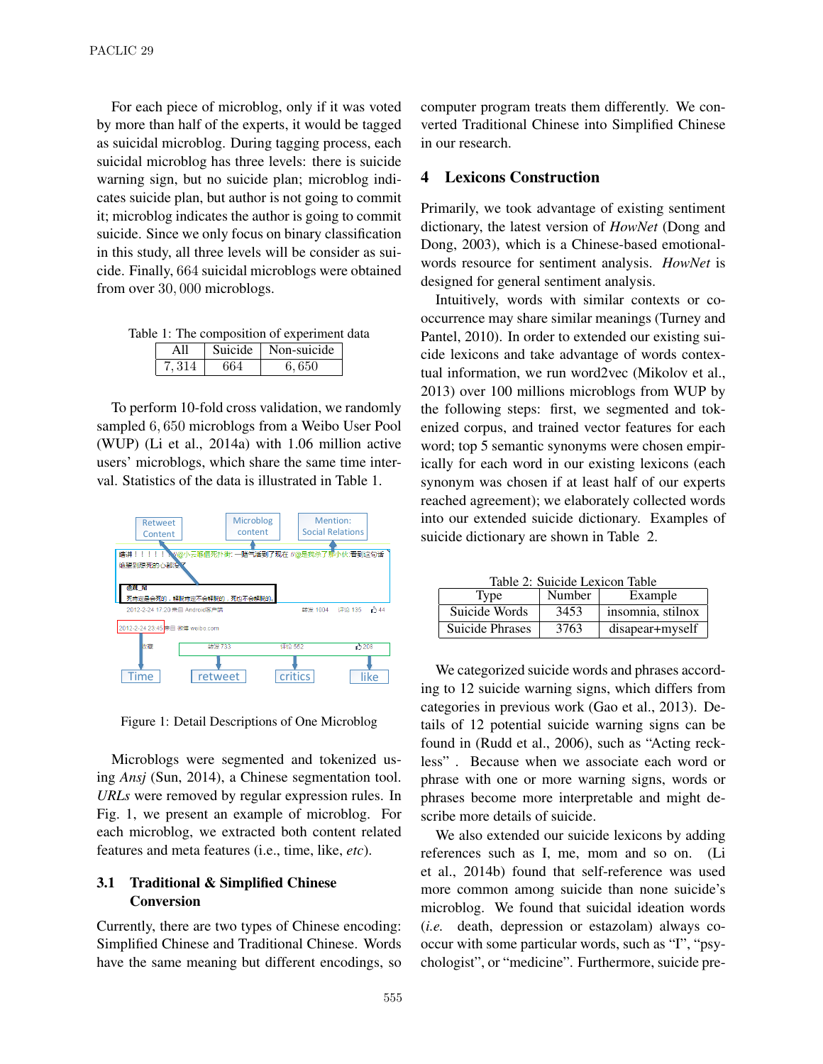For each piece of microblog, only if it was voted by more than half of the experts, it would be tagged as suicidal microblog. During tagging process, each suicidal microblog has three levels: there is suicide warning sign, but no suicide plan; microblog indicates suicide plan, but author is not going to commit it; microblog indicates the author is going to commit suicide. Since we only focus on binary classification in this study, all three levels will be consider as suicide. Finally, 664 suicidal microblogs were obtained from over 30,000 microblogs.

Table 1: The composition of experiment data

| All | Suicide | Non-suicide |
|---|---|---|
| 7,314 | 664 | 6,650 |

To perform 10-fold cross validation, we randomly sampled 6,650 microblogs from a Weibo User Pool (WUP) (Li et al., 2014a) with 1.06 million active users' microblogs, which share the same time interval. Statistics of the data is illustrated in Table 1.

Figure 1: Detail Descriptions of One Microblog

Microblogs were segmented and tokenized using *Ansj* (Sun, 2014), a Chinese segmentation tool. *URLs* were removed by regular expression rules. In Fig. 1, we present an example of microblog. For each microblog, we extracted both content related features and meta features (i.e., time, like, *etc*).

### 3.1 Traditional & Simplified Chinese Conversion

Currently, there are two types of Chinese encoding: Simplified Chinese and Traditional Chinese. Words have the same meaning but different encodings, so computer program treats them differently. We converted Traditional Chinese into Simplified Chinese in our research.

## 4 Lexicons Construction

Primarily, we took advantage of existing sentiment dictionary, the latest version of *HowNet* (Dong and Dong, 2003), which is a Chinese-based emotional-words resource for sentiment analysis. *HowNet* is designed for general sentiment analysis.

Intuitively, words with similar contexts or co-occurrence may share similar meanings (Turney and Pantel, 2010). In order to extended our existing suicide lexicons and take advantage of words contextual information, we run word2vec (Mikolov et al., 2013) over 100 millions microblogs from WUP by the following steps: first, we segmented and tokenized corpus, and trained vector features for each word; top 5 semantic synonyms were chosen empirically for each word in our existing lexicons (each synonym was chosen if at least half of our experts reached agreement); we elaborately collected words into our extended suicide dictionary. Examples of suicide dictionary are shown in Table 2.

Table 2: Suicide Lexicon Table

| Type | Number | Example |
|---|---|---|
| Suicide Words | 3453 | insomnia, stilnox |
| Suicide Phrases | 3763 | disapear+myself |

We categorized suicide words and phrases according to 12 suicide warning signs, which differs from categories in previous work (Gao et al., 2013). Details of 12 potential suicide warning signs can be found in (Rudd et al., 2006), such as "Acting reckless". Because when we associate each word or phrase with one or more warning signs, words or phrases become more interpretable and might describe more details of suicide.

We also extended our suicide lexicons by adding references such as I, me, mom and so on. (Li et al., 2014b) found that self-reference was used more common among suicide than none suicide's microblog. We found that suicidal ideation words (*i.e.* death, depression or estazolam) always co-occur with some particular words, such as "I", "psychologist", or "medicine". Furthermore, suicide pre-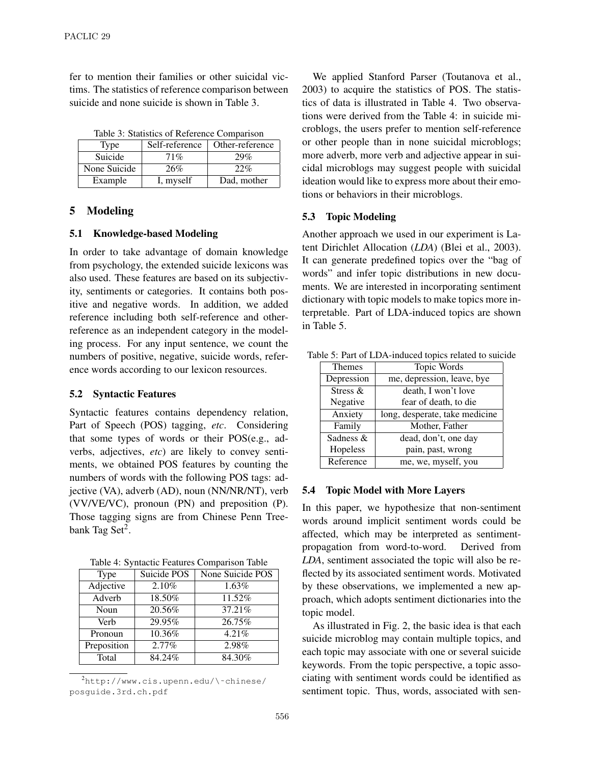fer to mention their families or other suicidal victims. The statistics of reference comparison between suicide and none suicide is shown in Table 3.

Table 3: Statistics of Reference Comparison

| Type | Self-reference | Other-reference |
|---|---|---|
| Suicide | 71% | 29% |
| None Suicide | 26% | 22% |
| Example | I, myself | Dad, mother |

## 5 Modeling

### 5.1 Knowledge-based Modeling

In order to take advantage of domain knowledge from psychology, the extended suicide lexicons was also used. These features are based on its subjectivity, sentiments or categories. It contains both positive and negative words. In addition, we added reference including both self-reference and other-reference as an independent category in the modeling process. For any input sentence, we count the numbers of positive, negative, suicide words, reference words according to our lexicon resources.

### 5.2 Syntactic Features

Syntactic features contains dependency relation, Part of Speech (POS) tagging, *etc*. Considering that some types of words or their POS(e.g., adverbs, adjectives, *etc*) are likely to convey sentiments, we obtained POS features by counting the numbers of words with the following POS tags: adjective (VA), adverb (AD), noun (NN/NR/NT), verb (VV/VE/VC), pronoun (PN) and preposition (P). Those tagging signs are from Chinese Penn Treebank Tag Set[2].

Table 4: Syntactic Features Comparison Table

| Type | Suicide POS | None Suicide POS |
|---|---|---|
| Adjective | 2.10% | 1.63% |
| Adverb | 18.50% | 11.52% |
| Noun | 20.56% | 37.21% |
| Verb | 29.95% | 26.75% |
| Pronoun | 10.36% | 4.21% |
| Preposition | 2.77% | 2.98% |
| Total | 84.24% | 84.30% |

[2] http://www.cis.upenn.edu/\~chinese/posguide.3rd.ch.pdf

We applied Stanford Parser (Toutanova et al., 2003) to acquire the statistics of POS. The statistics of data is illustrated in Table 4. Two observations were derived from the Table 4: in suicide microblogs, the users prefer to mention self-reference or other people than in none suicidal microblogs; more adverb, more verb and adjective appear in suicidal microblogs may suggest people with suicidal ideation would like to express more about their emotions or behaviors in their microblogs.

### 5.3 Topic Modeling

Another approach we used in our experiment is Latent Dirichlet Allocation (*LDA*) (Blei et al., 2003). It can generate predefined topics over the "bag of words" and infer topic distributions in new documents. We are interested in incorporating sentiment dictionary with topic models to make topics more interpretable. Part of LDA-induced topics are shown in Table 5.

Table 5: Part of LDA-induced topics related to suicide

| Themes | Topic Words |
|---|---|
| Depression | me, depression, leave, bye |
| Stress & Negative | death, I won't love fear of death, to die |
| Anxiety | long, desperate, take medicine |
| Family | Mother, Father |
| Sadness & Hopeless | dead, don't, one day pain, past, wrong |
| Reference | me, we, myself, you |

### 5.4 Topic Model with More Layers

In this paper, we hypothesize that non-sentiment words around implicit sentiment words could be affected, which may be interpreted as sentiment-propagation from word-to-word. Derived from *LDA*, sentiment associated the topic will also be reflected by its associated sentiment words. Motivated by these observations, we implemented a new approach, which adopts sentiment dictionaries into the topic model.

As illustrated in Fig. 2, the basic idea is that each suicide microblog may contain multiple topics, and each topic may associate with one or several suicide keywords. From the topic perspective, a topic associating with sentiment words could be identified as sentiment topic. Thus, words, associated with sen-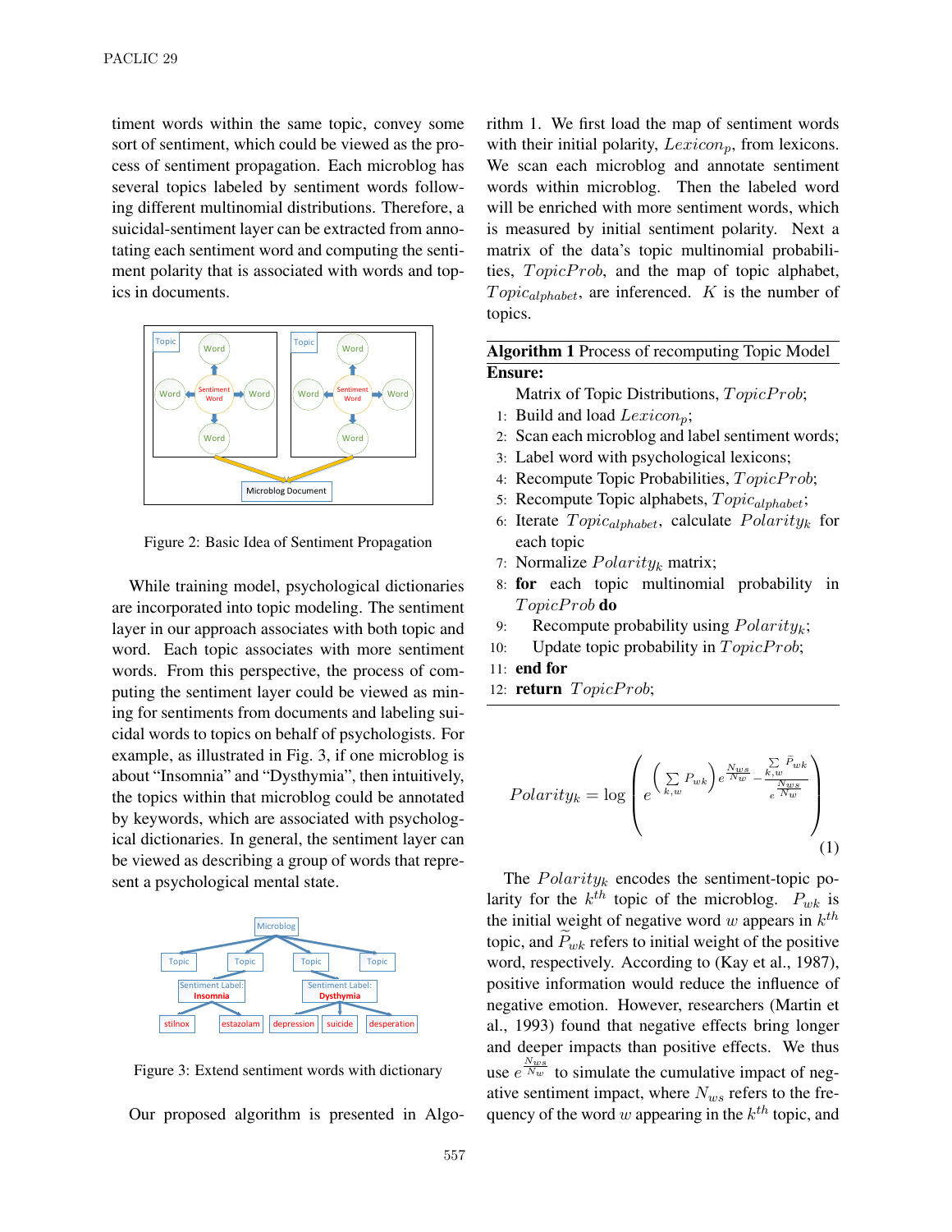timent words within the same topic, convey some sort of sentiment, which could be viewed as the process of sentiment propagation. Each microblog has several topics labeled by sentiment words following different multinomial distributions. Therefore, a suicidal-sentiment layer can be extracted from annotating each sentiment word and computing the sentiment polarity that is associated with words and topics in documents.

Figure 2: Basic Idea of Sentiment Propagation

While training model, psychological dictionaries are incorporated into topic modeling. The sentiment layer in our approach associates with both topic and word. Each topic associates with more sentiment words. From this perspective, the process of computing the sentiment layer could be viewed as mining for sentiments from documents and labeling suicidal words to topics on behalf of psychologists. For example, as illustrated in Fig. 3, if one microblog is about "Insomnia" and "Dysthymia", then intuitively, the topics within that microblog could be annotated by keywords, which are associated with psychological dictionaries. In general, the sentiment layer can be viewed as describing a group of words that represent a psychological mental state.

Figure 3: Extend sentiment words with dictionary

Our proposed algorithm is presented in Algorithm 1. We first load the map of sentiment words with their initial polarity, $Lexicon_p$, from lexicons. We scan each microblog and annotate sentiment words within microblog. Then the labeled word will be enriched with more sentiment words, which is measured by initial sentiment polarity. Next a matrix of the data's topic multinomial probabilities, $TopicProb$, and the map of topic alphabet, $Topic_{alphabet}$, are inferenced. $K$ is the number of topics.

**Algorithm 1** Process of recomputing Topic Model

**Ensure:**
Matrix of Topic Distributions, $TopicProb$;

1: Build and load $Lexicon_p$;
2: Scan each microblog and label sentiment words;
3: Label word with psychological lexicons;
4: Recompute Topic Probabilities, $TopicProb$;
5: Recompute Topic alphabets, $Topic_{alphabet}$;
6: Iterate $Topic_{alphabet}$, calculate $Polarity_k$ for each topic
7: Normalize $Polarity_k$ matrix;
8: **for** each topic multinomial probability in $TopicProb$ **do**
9: &nbsp;&nbsp;&nbsp;&nbsp;Recompute probability using $Polarity_k$;
10: &nbsp;&nbsp;&nbsp;&nbsp;Update topic probability in $TopicProb$;
11: **end for**
12: **return** $TopicProb$;

$$Polarity_k = \log\left( e^{\left(\sum_{k,w} P_{wk}\right) e^{\frac{N_{ws}}{N_w}} - \frac{\sum_{k,w} \bar{P}_{wk}}{e^{\frac{N_{ws}}{N_w}}}} \right) \tag{1}$$

The $Polarity_k$ encodes the sentiment-topic polarity for the $k^{th}$ topic of the microblog. $P_{wk}$ is the initial weight of negative word $w$ appears in $k^{th}$ topic, and $\widetilde{P}_{wk}$ refers to initial weight of the positive word, respectively. According to (Kay et al., 1987), positive information would reduce the influence of negative emotion. However, researchers (Martin et al., 1993) found that negative effects bring longer and deeper impacts than positive effects. We thus use $e^{\frac{N_{ws}}{N_w}}$ to simulate the cumulative impact of negative sentiment impact, where $N_{ws}$ refers to the frequency of the word $w$ appearing in the $k^{th}$ topic, and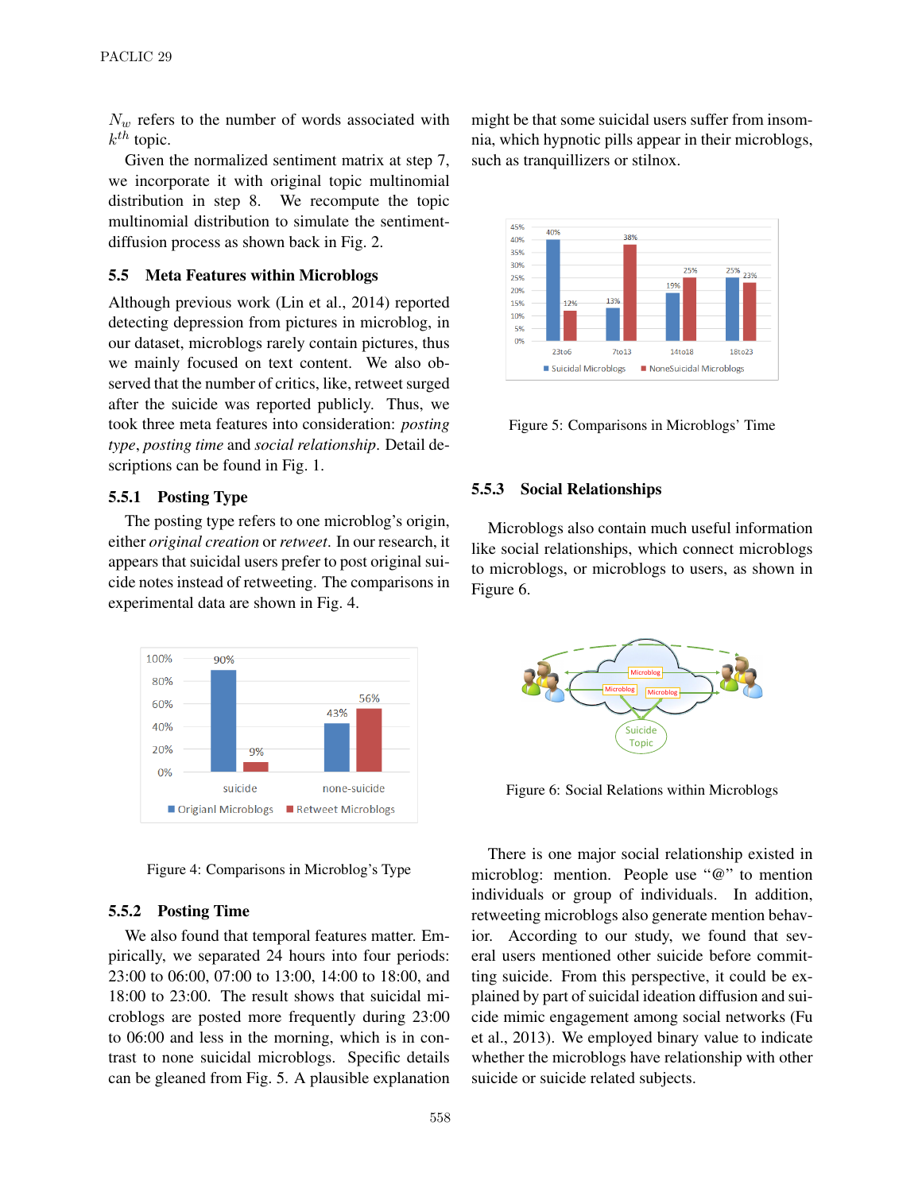$N_w$ refers to the number of words associated with $k^{th}$ topic.

Given the normalized sentiment matrix at step 7, we incorporate it with original topic multinomial distribution in step 8. We recompute the topic multinomial distribution to simulate the sentiment-diffusion process as shown back in Fig. 2.

### 5.5 Meta Features within Microblogs

Although previous work (Lin et al., 2014) reported detecting depression from pictures in microblog, in our dataset, microblogs rarely contain pictures, thus we mainly focused on text content. We also observed that the number of critics, like, retweet surged after the suicide was reported publicly. Thus, we took three meta features into consideration: *posting type*, *posting time* and *social relationship*. Detail descriptions can be found in Fig. 1.

#### 5.5.1 Posting Type

The posting type refers to one microblog's origin, either *original creation* or *retweet*. In our research, it appears that suicidal users prefer to post original suicide notes instead of retweeting. The comparisons in experimental data are shown in Fig. 4.

Figure 4: Comparisons in Microblog's Type

#### 5.5.2 Posting Time

We also found that temporal features matter. Empirically, we separated 24 hours into four periods: 23:00 to 06:00, 07:00 to 13:00, 14:00 to 18:00, and 18:00 to 23:00. The result shows that suicidal microblogs are posted more frequently during 23:00 to 06:00 and less in the morning, which is in contrast to none suicidal microblogs. Specific details can be gleaned from Fig. 5. A plausible explanation might be that some suicidal users suffer from insomnia, which hypnotic pills appear in their microblogs, such as tranquillizers or stilnox.

Figure 5: Comparisons in Microblogs' Time

#### 5.5.3 Social Relationships

Microblogs also contain much useful information like social relationships, which connect microblogs to microblogs, or microblogs to users, as shown in Figure 6.

Figure 6: Social Relations within Microblogs

There is one major social relationship existed in microblog: mention. People use "@" to mention individuals or group of individuals. In addition, retweeting microblogs also generate mention behavior. According to our study, we found that several users mentioned other suicide before committing suicide. From this perspective, it could be explained by part of suicidal ideation diffusion and suicide mimic engagement among social networks (Fu et al., 2013). We employed binary value to indicate whether the microblogs have relationship with other suicide or suicide related subjects.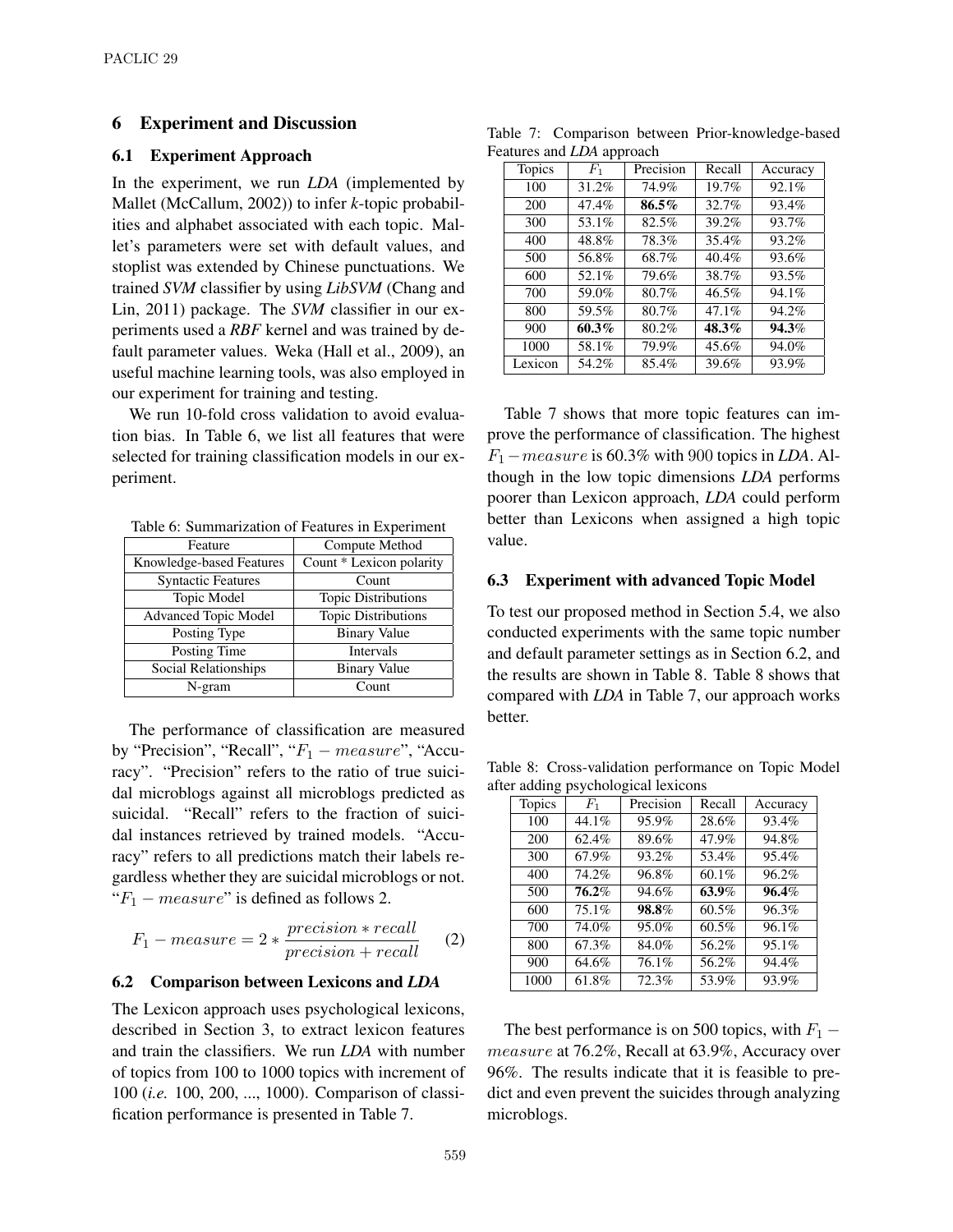## 6 Experiment and Discussion

### 6.1 Experiment Approach

In the experiment, we run *LDA* (implemented by Mallet (McCallum, 2002)) to infer *k*-topic probabilities and alphabet associated with each topic. Mallet's parameters were set with default values, and stoplist was extended by Chinese punctuations. We trained *SVM* classifier by using *LibSVM* (Chang and Lin, 2011) package. The *SVM* classifier in our experiments used a *RBF* kernel and was trained by default parameter values. Weka (Hall et al., 2009), an useful machine learning tools, was also employed in our experiment for training and testing.

We run 10-fold cross validation to avoid evaluation bias. In Table 6, we list all features that were selected for training classification models in our experiment.

Table 6: Summarization of Features in Experiment

| Feature | Compute Method |
|---|---|
| Knowledge-based Features | Count * Lexicon polarity |
| Syntactic Features | Count |
| Topic Model | Topic Distributions |
| Advanced Topic Model | Topic Distributions |
| Posting Type | Binary Value |
| Posting Time | Intervals |
| Social Relationships | Binary Value |
| N-gram | Count |

The performance of classification are measured by "Precision", "Recall", "$F_1 - measure$", "Accuracy". "Precision" refers to the ratio of true suicidal microblogs against all microblogs predicted as suicidal. "Recall" refers to the fraction of suicidal instances retrieved by trained models. "Accuracy" refers to all predictions match their labels regardless whether they are suicidal microblogs or not. "$F_1 - measure$" is defined as follows 2.

$$F_1 - measure = 2 * \frac{precision * recall}{precision + recall} \quad (2)$$

### 6.2 Comparison between Lexicons and *LDA*

The Lexicon approach uses psychological lexicons, described in Section 3, to extract lexicon features and train the classifiers. We run *LDA* with number of topics from 100 to 1000 topics with increment of 100 (*i.e.* 100, 200, ..., 1000). Comparison of classification performance is presented in Table 7.

Table 7: Comparison between Prior-knowledge-based Features and *LDA* approach

| Topics | $F_1$ | Precision | Recall | Accuracy |
|---|---|---|---|---|
| 100 | 31.2% | 74.9% | 19.7% | 92.1% |
| 200 | 47.4% | **86.5%** | 32.7% | 93.4% |
| 300 | 53.1% | 82.5% | 39.2% | 93.7% |
| 400 | 48.8% | 78.3% | 35.4% | 93.2% |
| 500 | 56.8% | 68.7% | 40.4% | 93.6% |
| 600 | 52.1% | 79.6% | 38.7% | 93.5% |
| 700 | 59.0% | 80.7% | 46.5% | 94.1% |
| 800 | 59.5% | 80.7% | 47.1% | 94.2% |
| 900 | **60.3%** | 80.2% | **48.3%** | **94.3%** |
| 1000 | 58.1% | 79.9% | 45.6% | 94.0% |
| Lexicon | 54.2% | 85.4% | 39.6% | 93.9% |

Table 7 shows that more topic features can improve the performance of classification. The highest $F_1 - measure$ is 60.3% with 900 topics in *LDA*. Although in the low topic dimensions *LDA* performs poorer than Lexicon approach, *LDA* could perform better than Lexicons when assigned a high topic value.

### 6.3 Experiment with advanced Topic Model

To test our proposed method in Section 5.4, we also conducted experiments with the same topic number and default parameter settings as in Section 6.2, and the results are shown in Table 8. Table 8 shows that compared with *LDA* in Table 7, our approach works better.

Table 8: Cross-validation performance on Topic Model after adding psychological lexicons

| Topics | $F_1$ | Precision | Recall | Accuracy |
|---|---|---|---|---|
| 100 | 44.1% | 95.9% | 28.6% | 93.4% |
| 200 | 62.4% | 89.6% | 47.9% | 94.8% |
| 300 | 67.9% | 93.2% | 53.4% | 95.4% |
| 400 | 74.2% | 96.8% | 60.1% | 96.2% |
| 500 | **76.2%** | 94.6% | **63.9%** | **96.4%** |
| 600 | 75.1% | **98.8%** | 60.5% | 96.3% |
| 700 | 74.0% | 95.0% | 60.5% | 96.1% |
| 800 | 67.3% | 84.0% | 56.2% | 95.1% |
| 900 | 64.6% | 76.1% | 56.2% | 94.4% |
| 1000 | 61.8% | 72.3% | 53.9% | 93.9% |

The best performance is on 500 topics, with $F_1 - measure$ at 76.2%, Recall at 63.9%, Accuracy over 96%. The results indicate that it is feasible to predict and even prevent the suicides through analyzing microblogs.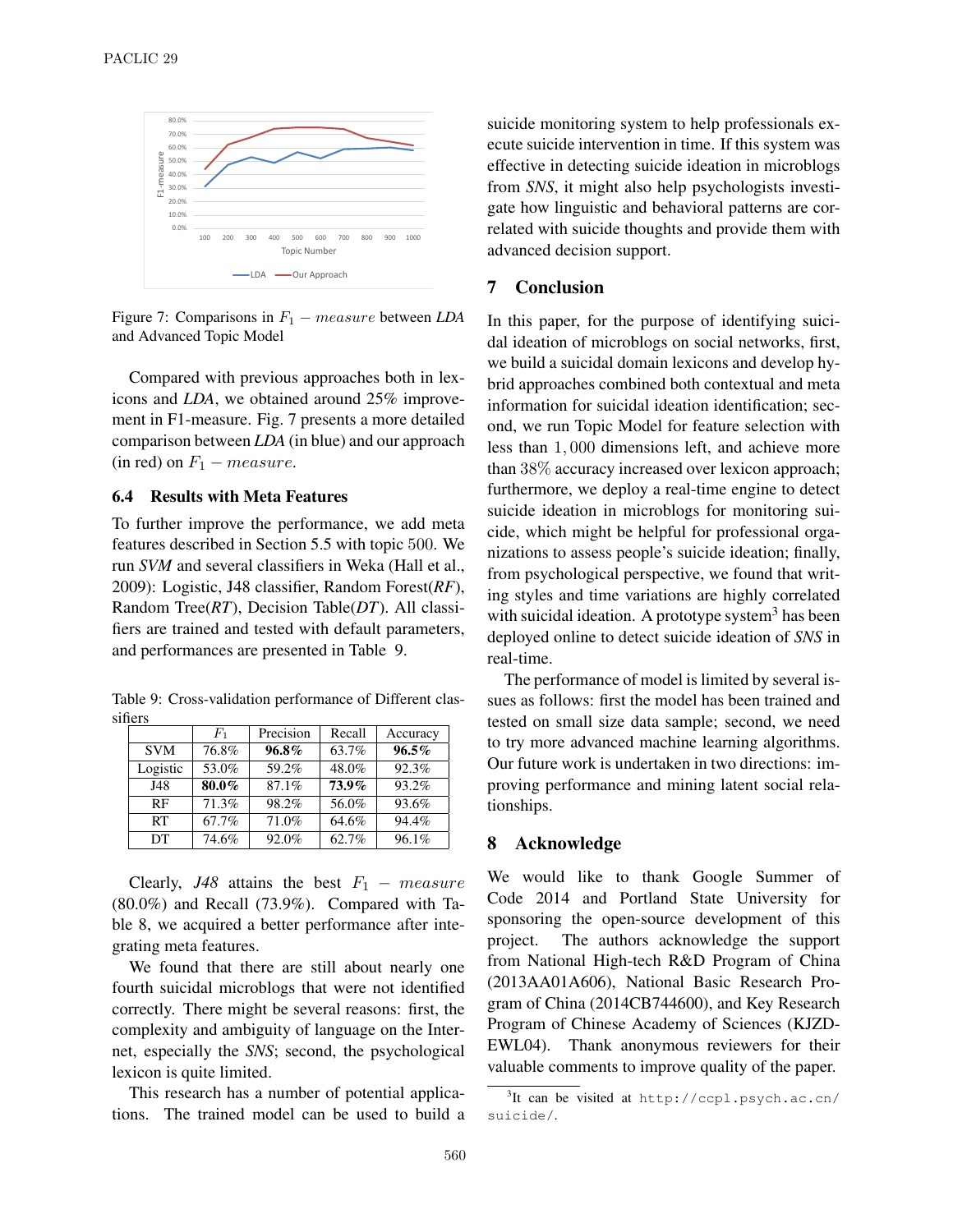Figure 7: Comparisons in $F_1 - measure$ between *LDA* and Advanced Topic Model

Compared with previous approaches both in lexicons and *LDA*, we obtained around 25% improvement in F1-measure. Fig. 7 presents a more detailed comparison between *LDA* (in blue) and our approach (in red) on $F_1 - measure$.

### 6.4 Results with Meta Features

To further improve the performance, we add meta features described in Section 5.5 with topic 500. We run *SVM* and several classifiers in Weka (Hall et al., 2009): Logistic, J48 classifier, Random Forest(*RF*), Random Tree(*RT*), Decision Table(*DT*). All classifiers are trained and tested with default parameters, and performances are presented in Table 9.

Table 9: Cross-validation performance of Different classifiers

| | $F_1$ | Precision | Recall | Accuracy |
|---|---|---|---|---|
| SVM | 76.8% | **96.8%** | 63.7% | **96.5%** |
| Logistic | 53.0% | 59.2% | 48.0% | 92.3% |
| J48 | **80.0%** | 87.1% | **73.9%** | 93.2% |
| RF | 71.3% | 98.2% | 56.0% | 93.6% |
| RT | 67.7% | 71.0% | 64.6% | 94.4% |
| DT | 74.6% | 92.0% | 62.7% | 96.1% |

Clearly, *J48* attains the best $F_1 - measure$ (80.0%) and Recall (73.9%). Compared with Table 8, we acquired a better performance after integrating meta features.

We found that there are still about nearly one fourth suicidal microblogs that were not identified correctly. There might be several reasons: first, the complexity and ambiguity of language on the Internet, especially the *SNS*; second, the psychological lexicon is quite limited.

This research has a number of potential applications. The trained model can be used to build a suicide monitoring system to help professionals execute suicide intervention in time. If this system was effective in detecting suicide ideation in microblogs from *SNS*, it might also help psychologists investigate how linguistic and behavioral patterns are correlated with suicide thoughts and provide them with advanced decision support.

## 7 Conclusion

In this paper, for the purpose of identifying suicidal ideation of microblogs on social networks, first, we build a suicidal domain lexicons and develop hybrid approaches combined both contextual and meta information for suicidal ideation identification; second, we run Topic Model for feature selection with less than $1,000$ dimensions left, and achieve more than $38\%$ accuracy increased over lexicon approach; furthermore, we deploy a real-time engine to detect suicide ideation in microblogs for monitoring suicide, which might be helpful for professional organizations to assess people's suicide ideation; finally, from psychological perspective, we found that writing styles and time variations are highly correlated with suicidal ideation. A prototype system[3] has been deployed online to detect suicide ideation of *SNS* in real-time.

The performance of model is limited by several issues as follows: first the model has been trained and tested on small size data sample; second, we need to try more advanced machine learning algorithms. Our future work is undertaken in two directions: improving performance and mining latent social relationships.

## 8 Acknowledgment

We would like to thank Google Summer of Code 2014 and Portland State University for sponsoring the open-source development of this project. The authors acknowledge the support from National High-tech R&D Program of China (2013AA01A606), National Basic Research Program of China (2014CB744600), and Key Research Program of Chinese Academy of Sciences (KJZD-EWL04). Thank anonymous reviewers for their valuable comments to improve quality of the paper.

[3] It can be visited at `http://ccpl.psych.ac.cn/suicide/`.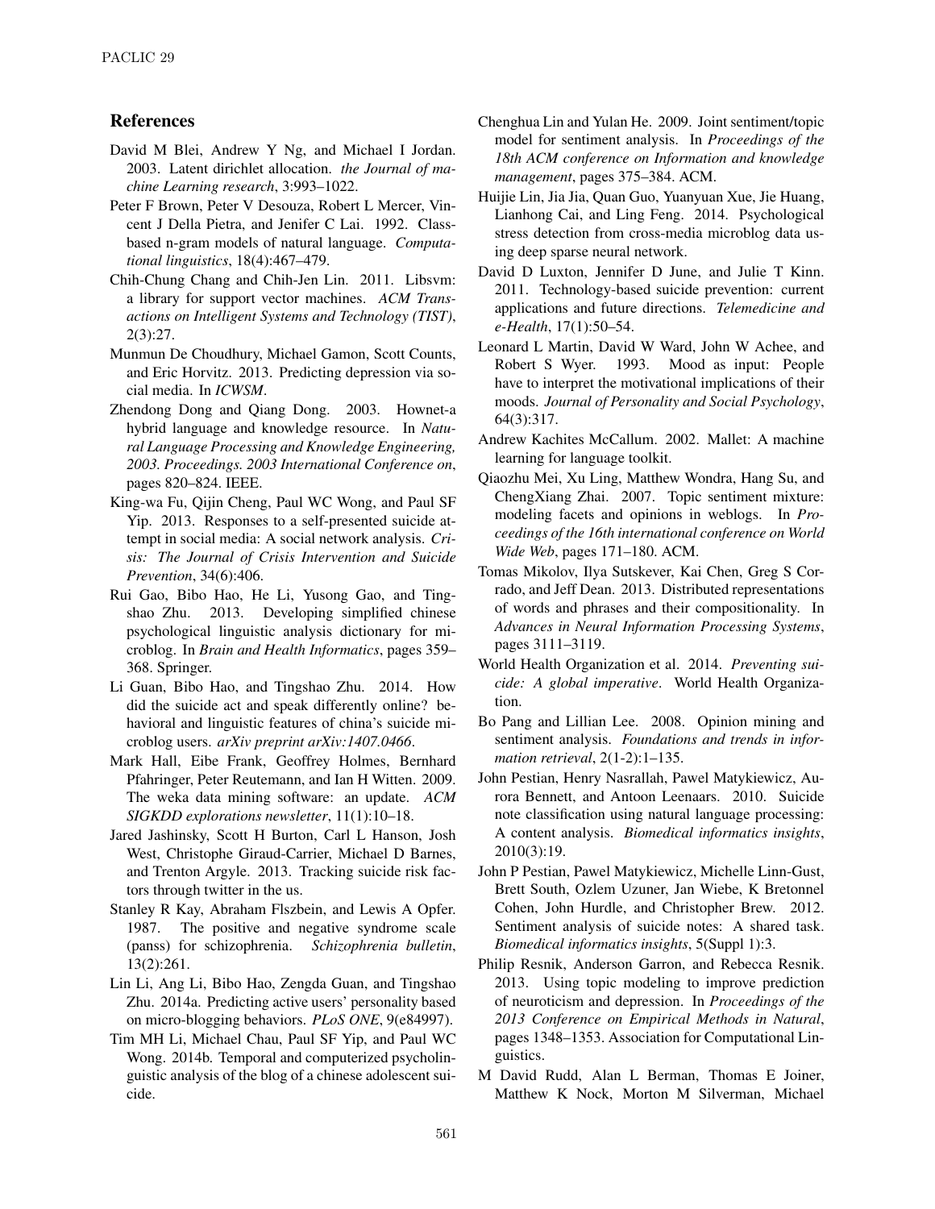## References

David M Blei, Andrew Y Ng, and Michael I Jordan. 2003. Latent dirichlet allocation. *the Journal of machine Learning research*, 3:993–1022.

Peter F Brown, Peter V Desouza, Robert L Mercer, Vincent J Della Pietra, and Jenifer C Lai. 1992. Class-based n-gram models of natural language. *Computational linguistics*, 18(4):467–479.

Chih-Chung Chang and Chih-Jen Lin. 2011. Libsvm: a library for support vector machines. *ACM Transactions on Intelligent Systems and Technology (TIST)*, 2(3):27.

Munmun De Choudhury, Michael Gamon, Scott Counts, and Eric Horvitz. 2013. Predicting depression via social media. In *ICWSM*.

Zhendong Dong and Qiang Dong. 2003. Hownet-a hybrid language and knowledge resource. In *Natural Language Processing and Knowledge Engineering, 2003. Proceedings. 2003 International Conference on*, pages 820–824. IEEE.

King-wa Fu, Qijin Cheng, Paul WC Wong, and Paul SF Yip. 2013. Responses to a self-presented suicide attempt in social media: A social network analysis. *Crisis: The Journal of Crisis Intervention and Suicide Prevention*, 34(6):406.

Rui Gao, Bibo Hao, He Li, Yusong Gao, and Tingshao Zhu. 2013. Developing simplified chinese psychological linguistic analysis dictionary for microblog. In *Brain and Health Informatics*, pages 359–368. Springer.

Li Guan, Bibo Hao, and Tingshao Zhu. 2014. How did the suicide act and speak differently online? behavioral and linguistic features of china's suicide microblog users. *arXiv preprint arXiv:1407.0466*.

Mark Hall, Eibe Frank, Geoffrey Holmes, Bernhard Pfahringer, Peter Reutemann, and Ian H Witten. 2009. The weka data mining software: an update. *ACM SIGKDD explorations newsletter*, 11(1):10–18.

Jared Jashinsky, Scott H Burton, Carl L Hanson, Josh West, Christophe Giraud-Carrier, Michael D Barnes, and Trenton Argyle. 2013. Tracking suicide risk factors through twitter in the us.

Stanley R Kay, Abraham Flszbein, and Lewis A Opfer. 1987. The positive and negative syndrome scale (panss) for schizophrenia. *Schizophrenia bulletin*, 13(2):261.

Lin Li, Ang Li, Bibo Hao, Zengda Guan, and Tingshao Zhu. 2014a. Predicting active users' personality based on micro-blogging behaviors. *PLoS ONE*, 9(e84997).

Tim MH Li, Michael Chau, Paul SF Yip, and Paul WC Wong. 2014b. Temporal and computerized psycholinguistic analysis of the blog of a chinese adolescent suicide.

Chenghua Lin and Yulan He. 2009. Joint sentiment/topic model for sentiment analysis. In *Proceedings of the 18th ACM conference on Information and knowledge management*, pages 375–384. ACM.

Huijie Lin, Jia Jia, Quan Guo, Yuanyuan Xue, Jie Huang, Lianhong Cai, and Ling Feng. 2014. Psychological stress detection from cross-media microblog data using deep sparse neural network.

David D Luxton, Jennifer D June, and Julie T Kinn. 2011. Technology-based suicide prevention: current applications and future directions. *Telemedicine and e-Health*, 17(1):50–54.

Leonard L Martin, David W Ward, John W Achee, and Robert S Wyer. 1993. Mood as input: People have to interpret the motivational implications of their moods. *Journal of Personality and Social Psychology*, 64(3):317.

Andrew Kachites McCallum. 2002. Mallet: A machine learning for language toolkit.

Qiaozhu Mei, Xu Ling, Matthew Wondra, Hang Su, and ChengXiang Zhai. 2007. Topic sentiment mixture: modeling facets and opinions in weblogs. In *Proceedings of the 16th international conference on World Wide Web*, pages 171–180. ACM.

Tomas Mikolov, Ilya Sutskever, Kai Chen, Greg S Corrado, and Jeff Dean. 2013. Distributed representations of words and phrases and their compositionality. In *Advances in Neural Information Processing Systems*, pages 3111–3119.

World Health Organization et al. 2014. *Preventing suicide: A global imperative*. World Health Organization.

Bo Pang and Lillian Lee. 2008. Opinion mining and sentiment analysis. *Foundations and trends in information retrieval*, 2(1-2):1–135.

John Pestian, Henry Nasrallah, Pawel Matykiewicz, Aurora Bennett, and Antoon Leenaars. 2010. Suicide note classification using natural language processing: A content analysis. *Biomedical informatics insights*, 2010(3):19.

John P Pestian, Pawel Matykiewicz, Michelle Linn-Gust, Brett South, Ozlem Uzuner, Jan Wiebe, K Bretonnel Cohen, John Hurdle, and Christopher Brew. 2012. Sentiment analysis of suicide notes: A shared task. *Biomedical informatics insights*, 5(Suppl 1):3.

Philip Resnik, Anderson Garron, and Rebecca Resnik. 2013. Using topic modeling to improve prediction of neuroticism and depression. In *Proceedings of the 2013 Conference on Empirical Methods in Natural*, pages 1348–1353. Association for Computational Linguistics.

M David Rudd, Alan L Berman, Thomas E Joiner, Matthew K Nock, Morton M Silverman, Michael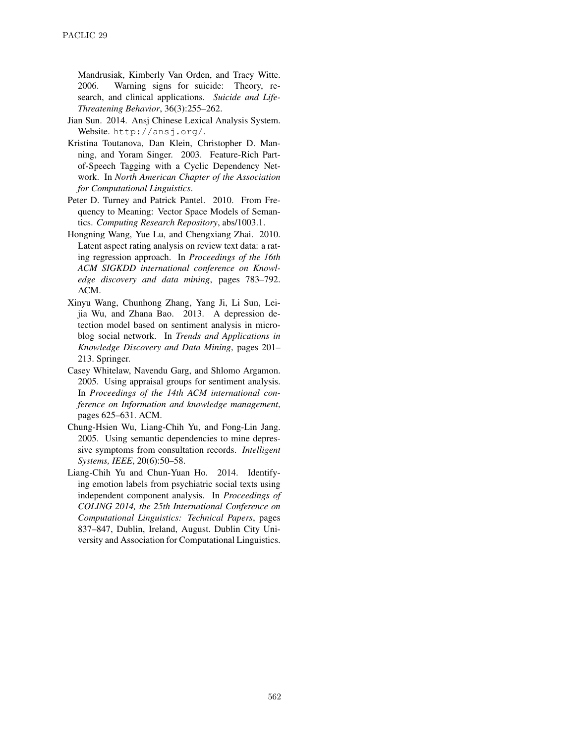Mandrusiak, Kimberly Van Orden, and Tracy Witte. 2006. Warning signs for suicide: Theory, research, and clinical applications. *Suicide and Life-Threatening Behavior*, 36(3):255–262.

Jian Sun. 2014. Ansj Chinese Lexical Analysis System. Website. `http://ansj.org/`.

Kristina Toutanova, Dan Klein, Christopher D. Manning, and Yoram Singer. 2003. Feature-Rich Part-of-Speech Tagging with a Cyclic Dependency Network. In *North American Chapter of the Association for Computational Linguistics*.

Peter D. Turney and Patrick Pantel. 2010. From Frequency to Meaning: Vector Space Models of Semantics. *Computing Research Repository*, abs/1003.1.

Hongning Wang, Yue Lu, and Chengxiang Zhai. 2010. Latent aspect rating analysis on review text data: a rating regression approach. In *Proceedings of the 16th ACM SIGKDD international conference on Knowledge discovery and data mining*, pages 783–792. ACM.

Xinyu Wang, Chunhong Zhang, Yang Ji, Li Sun, Leijia Wu, and Zhana Bao. 2013. A depression detection model based on sentiment analysis in micro-blog social network. In *Trends and Applications in Knowledge Discovery and Data Mining*, pages 201–213. Springer.

Casey Whitelaw, Navendu Garg, and Shlomo Argamon. 2005. Using appraisal groups for sentiment analysis. In *Proceedings of the 14th ACM international conference on Information and knowledge management*, pages 625–631. ACM.

Chung-Hsien Wu, Liang-Chih Yu, and Fong-Lin Jang. 2005. Using semantic dependencies to mine depressive symptoms from consultation records. *Intelligent Systems, IEEE*, 20(6):50–58.

Liang-Chih Yu and Chun-Yuan Ho. 2014. Identifying emotion labels from psychiatric social texts using independent component analysis. In *Proceedings of COLING 2014, the 25th International Conference on Computational Linguistics: Technical Papers*, pages 837–847, Dublin, Ireland, August. Dublin City University and Association for Computational Linguistics.